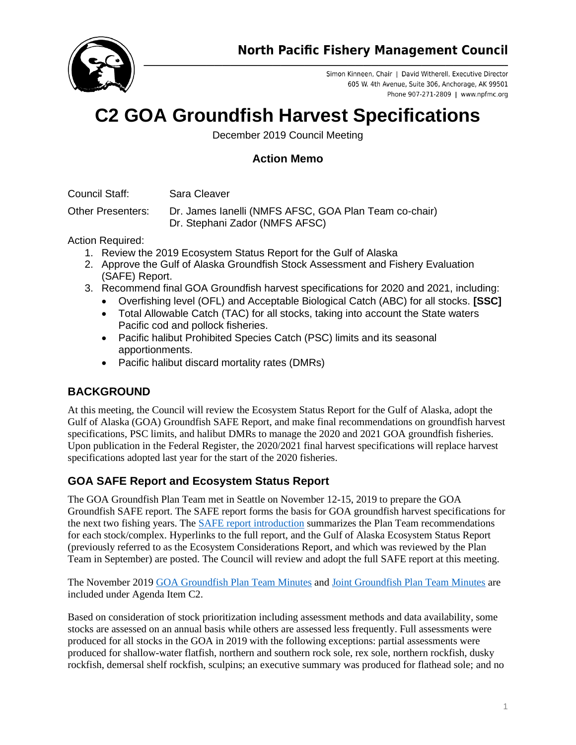# North Pacific Fishery Management Council

Simon Kinneen, Chair | David Witherell, Executive Director
605 W. 4th Avenue, Suite 306, Anchorage, AK 99501
Phone 907-271-2809 | www.npfmc.org

# C2 GOA Groundfish Harvest Specifications

December 2019 Council Meeting

## Action Memo

Council Staff: Sara Cleaver

Other Presenters: Dr. James Ianelli (NMFS AFSC, GOA Plan Team co-chair)
Dr. Stephani Zador (NMFS AFSC)

Action Required:

1. Review the 2019 Ecosystem Status Report for the Gulf of Alaska
2. Approve the Gulf of Alaska Groundfish Stock Assessment and Fishery Evaluation (SAFE) Report.
3. Recommend final GOA Groundfish harvest specifications for 2020 and 2021, including:
   - Overfishing level (OFL) and Acceptable Biological Catch (ABC) for all stocks. **[SSC]**
   - Total Allowable Catch (TAC) for all stocks, taking into account the State waters Pacific cod and pollock fisheries.
   - Pacific halibut Prohibited Species Catch (PSC) limits and its seasonal apportionments.
   - Pacific halibut discard mortality rates (DMRs)

## BACKGROUND

At this meeting, the Council will review the Ecosystem Status Report for the Gulf of Alaska, adopt the Gulf of Alaska (GOA) Groundfish SAFE Report, and make final recommendations on groundfish harvest specifications, PSC limits, and halibut DMRs to manage the 2020 and 2021 GOA groundfish fisheries. Upon publication in the Federal Register, the 2020/2021 final harvest specifications will replace harvest specifications adopted last year for the start of the 2020 fisheries.

## GOA SAFE Report and Ecosystem Status Report

The GOA Groundfish Plan Team met in Seattle on November 12-15, 2019 to prepare the GOA Groundfish SAFE report. The SAFE report forms the basis for GOA groundfish harvest specifications for the next two fishing years. The SAFE report introduction summarizes the Plan Team recommendations for each stock/complex. Hyperlinks to the full report, and the Gulf of Alaska Ecosystem Status Report (previously referred to as the Ecosystem Considerations Report, and which was reviewed by the Plan Team in September) are posted. The Council will review and adopt the full SAFE report at this meeting.

The November 2019 GOA Groundfish Plan Team Minutes and Joint Groundfish Plan Team Minutes are included under Agenda Item C2.

Based on consideration of stock prioritization including assessment methods and data availability, some stocks are assessed on an annual basis while others are assessed less frequently. Full assessments were produced for all stocks in the GOA in 2019 with the following exceptions: partial assessments were produced for shallow-water flatfish, northern and southern rock sole, rex sole, northern rockfish, dusky rockfish, demersal shelf rockfish, sculpins; an executive summary was produced for flathead sole; and no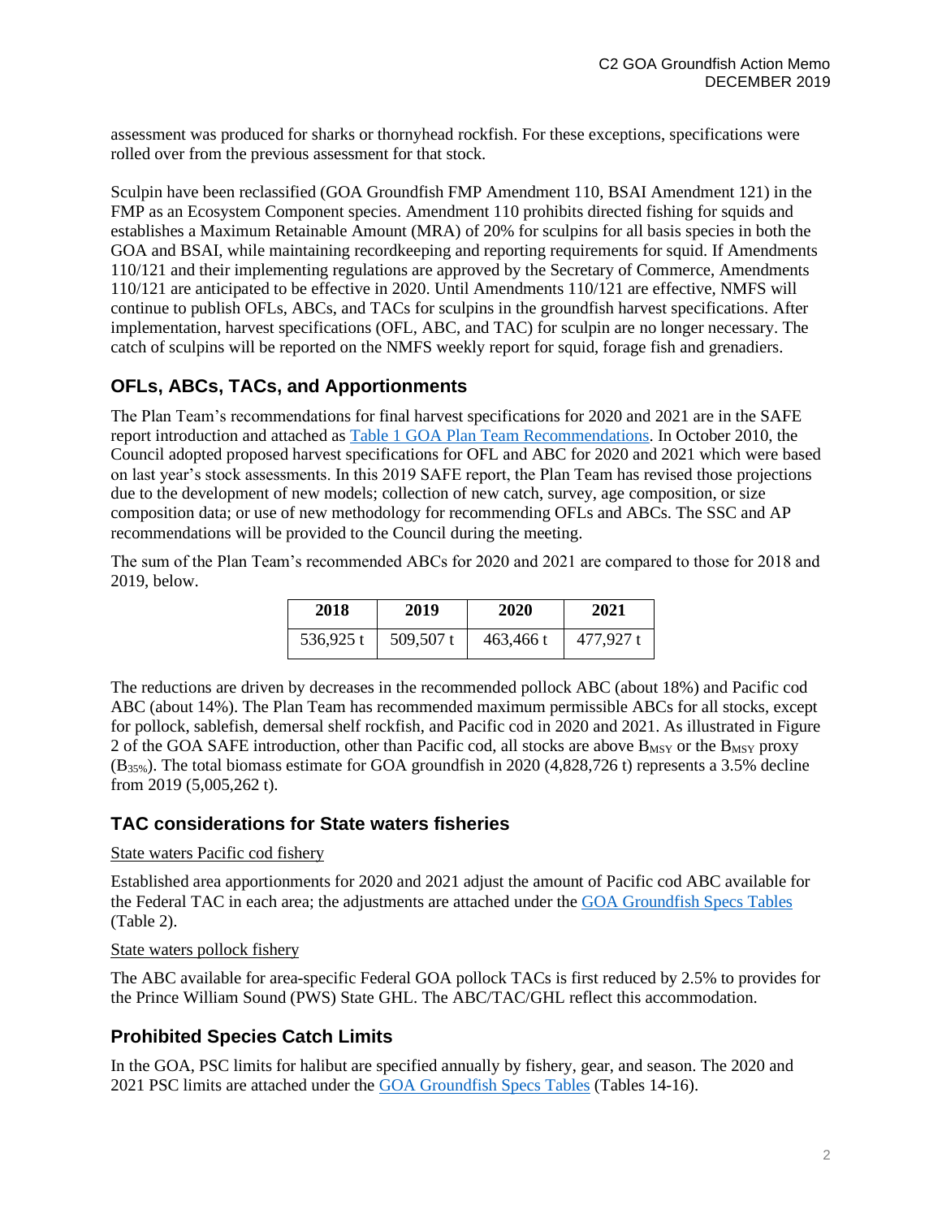assessment was produced for sharks or thornyhead rockfish. For these exceptions, specifications were rolled over from the previous assessment for that stock.

Sculpin have been reclassified (GOA Groundfish FMP Amendment 110, BSAI Amendment 121) in the FMP as an Ecosystem Component species. Amendment 110 prohibits directed fishing for squids and establishes a Maximum Retainable Amount (MRA) of 20% for sculpins for all basis species in both the GOA and BSAI, while maintaining recordkeeping and reporting requirements for squid. If Amendments 110/121 and their implementing regulations are approved by the Secretary of Commerce, Amendments 110/121 are anticipated to be effective in 2020. Until Amendments 110/121 are effective, NMFS will continue to publish OFLs, ABCs, and TACs for sculpins in the groundfish harvest specifications. After implementation, harvest specifications (OFL, ABC, and TAC) for sculpin are no longer necessary. The catch of sculpins will be reported on the NMFS weekly report for squid, forage fish and grenadiers.

## OFLs, ABCs, TACs, and Apportionments

The Plan Team's recommendations for final harvest specifications for 2020 and 2021 are in the SAFE report introduction and attached as [Table 1 GOA Plan Team Recommendations](). In October 2010, the Council adopted proposed harvest specifications for OFL and ABC for 2020 and 2021 which were based on last year's stock assessments. In this 2019 SAFE report, the Plan Team has revised those projections due to the development of new models; collection of new catch, survey, age composition, or size composition data; or use of new methodology for recommending OFLs and ABCs. The SSC and AP recommendations will be provided to the Council during the meeting.

The sum of the Plan Team's recommended ABCs for 2020 and 2021 are compared to those for 2018 and 2019, below.

| 2018 | 2019 | 2020 | 2021 |
|---|---|---|---|
| 536,925 t | 509,507 t | 463,466 t | 477,927 t |

The reductions are driven by decreases in the recommended pollock ABC (about 18%) and Pacific cod ABC (about 14%). The Plan Team has recommended maximum permissible ABCs for all stocks, except for pollock, sablefish, demersal shelf rockfish, and Pacific cod in 2020 and 2021. As illustrated in Figure 2 of the GOA SAFE introduction, other than Pacific cod, all stocks are above $B_{MSY}$ or the $B_{MSY}$ proxy ($B_{35\%}$). The total biomass estimate for GOA groundfish in 2020 (4,828,726 t) represents a 3.5% decline from 2019 (5,005,262 t).

## TAC considerations for State waters fisheries

State waters Pacific cod fishery

Established area apportionments for 2020 and 2021 adjust the amount of Pacific cod ABC available for the Federal TAC in each area; the adjustments are attached under the [GOA Groundfish Specs Tables]() (Table 2).

State waters pollock fishery

The ABC available for area-specific Federal GOA pollock TACs is first reduced by 2.5% to provides for the Prince William Sound (PWS) State GHL. The ABC/TAC/GHL reflect this accommodation.

## Prohibited Species Catch Limits

In the GOA, PSC limits for halibut are specified annually by fishery, gear, and season. The 2020 and 2021 PSC limits are attached under the [GOA Groundfish Specs Tables]() (Tables 14-16).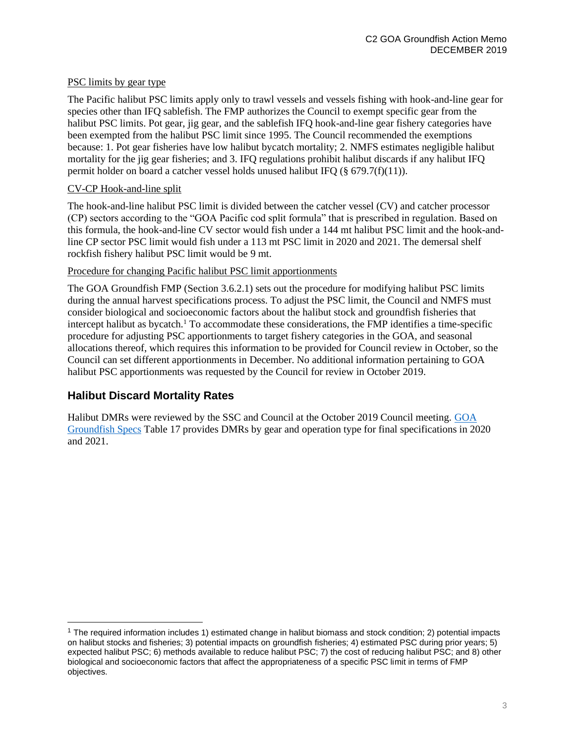PSC limits by gear type

The Pacific halibut PSC limits apply only to trawl vessels and vessels fishing with hook-and-line gear for species other than IFQ sablefish. The FMP authorizes the Council to exempt specific gear from the halibut PSC limits. Pot gear, jig gear, and the sablefish IFQ hook-and-line gear fishery categories have been exempted from the halibut PSC limit since 1995. The Council recommended the exemptions because: 1. Pot gear fisheries have low halibut bycatch mortality; 2. NMFS estimates negligible halibut mortality for the jig gear fisheries; and 3. IFQ regulations prohibit halibut discards if any halibut IFQ permit holder on board a catcher vessel holds unused halibut IFQ (§ 679.7(f)(11)).

CV-CP Hook-and-line split

The hook-and-line halibut PSC limit is divided between the catcher vessel (CV) and catcher processor (CP) sectors according to the "GOA Pacific cod split formula" that is prescribed in regulation. Based on this formula, the hook-and-line CV sector would fish under a 144 mt halibut PSC limit and the hook-and-line CP sector PSC limit would fish under a 113 mt PSC limit in 2020 and 2021. The demersal shelf rockfish fishery halibut PSC limit would be 9 mt.

Procedure for changing Pacific halibut PSC limit apportionments

The GOA Groundfish FMP (Section 3.6.2.1) sets out the procedure for modifying halibut PSC limits during the annual harvest specifications process. To adjust the PSC limit, the Council and NMFS must consider biological and socioeconomic factors about the halibut stock and groundfish fisheries that intercept halibut as bycatch.[1] To accommodate these considerations, the FMP identifies a time-specific procedure for adjusting PSC apportionments to target fishery categories in the GOA, and seasonal allocations thereof, which requires this information to be provided for Council review in October, so the Council can set different apportionments in December. No additional information pertaining to GOA halibut PSC apportionments was requested by the Council for review in October 2019.

## Halibut Discard Mortality Rates

Halibut DMRs were reviewed by the SSC and Council at the October 2019 Council meeting. GOA Groundfish Specs Table 17 provides DMRs by gear and operation type for final specifications in 2020 and 2021.

[1] The required information includes 1) estimated change in halibut biomass and stock condition; 2) potential impacts on halibut stocks and fisheries; 3) potential impacts on groundfish fisheries; 4) estimated PSC during prior years; 5) expected halibut PSC; 6) methods available to reduce halibut PSC; 7) the cost of reducing halibut PSC; and 8) other biological and socioeconomic factors that affect the appropriateness of a specific PSC limit in terms of FMP objectives.